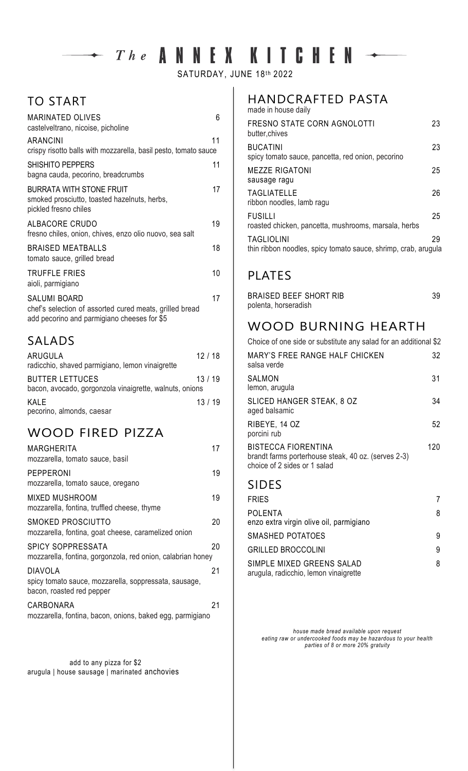# *The* ANNEX KITCHEN

SATURDAY, JUNE 18th 2022

## TO START

**MARINATED OLIVES** — 6
castelveltrano, nicoise, picholine

**ARANCINI** — 11
crispy risotto balls with mozzarella, basil pesto, tomato sauce

**SHISHITO PEPPERS** — 11
bagna cauda, pecorino, breadcrumbs

**BURRATA WITH STONE FRUIT** — 17
smoked prosciutto, toasted hazelnuts, herbs, pickled fresno chiles

**ALBACORE CRUDO** — 19
fresno chiles, onion, chives, enzo olio nuovo, sea salt

**BRAISED MEATBALLS** — 18
tomato sauce, grilled bread

**TRUFFLE FRIES** — 10
aioli, parmigiano

**SALUMI BOARD** — 17
chef's selection of assorted cured meats, grilled bread
add pecorino and parmigiano cheeses for $5

## SALADS

**ARUGULA** — 12 / 18
radicchio, shaved parmigiano, lemon vinaigrette

**BUTTER LETTUCES** — 13 / 19
bacon, avocado, gorgonzola vinaigrette, walnuts, onions

**KALE** — 13 / 19
pecorino, almonds, caesar

## WOOD FIRED PIZZA

**MARGHERITA** — 17
mozzarella, tomato sauce, basil

**PEPPERONI** — 19
mozzarella, tomato sauce, oregano

**MIXED MUSHROOM** — 19
mozzarella, fontina, truffled cheese, thyme

**SMOKED PROSCIUTTO** — 20
mozzarella, fontina, goat cheese, caramelized onion

**SPICY SOPPRESSATA** — 20
mozzarella, fontina, gorgonzola, red onion, calabrian honey

**DIAVOLA** — 21
spicy tomato sauce, mozzarella, soppressata, sausage, bacon, roasted red pepper

**CARBONARA** — 21
mozzarella, fontina, bacon, onions, baked egg, parmigiano

add to any pizza for $2
arugula | house sausage | marinated anchovies

## HANDCRAFTED PASTA

made in house daily

**FRESNO STATE CORN AGNOLOTTI** — 23
butter,chives

**BUCATINI** — 23
spicy tomato sauce, pancetta, red onion, pecorino

**MEZZE RIGATONI** — 25
sausage ragu

**TAGLIATELLE** — 26
ribbon noodles, lamb ragu

**FUSILLI** — 25
roasted chicken, pancetta, mushrooms, marsala, herbs

**TAGLIOLINI** — 29
thin ribbon noodles, spicy tomato sauce, shrimp, crab, arugula

## PLATES

**BRAISED BEEF SHORT RIB** — 39
polenta, horseradish

## WOOD BURNING HEARTH

Choice of one side or substitute any salad for an additional $2

**MARY'S FREE RANGE HALF CHICKEN** — 32
salsa verde

**SALMON** — 31
lemon, arugula

**SLICED HANGER STEAK, 8 OZ** — 34
aged balsamic

**RIBEYE, 14 OZ** — 52
porcini rub

**BISTECCA FIORENTINA** — 120
brandt farms porterhouse steak, 40 oz. (serves 2-3)
choice of 2 sides or 1 salad

## SIDES

**FRIES** — 7

**POLENTA** — 8
enzo extra virgin olive oil, parmigiano

**SMASHED POTATOES** — 9

**GRILLED BROCCOLINI** — 9

**SIMPLE MIXED GREENS SALAD** — 8
arugula, radicchio, lemon vinaigrette

*house made bread available upon request*
*eating raw or undercooked foods may be hazardous to your health*
*parties of 8 or more 20% gratuity*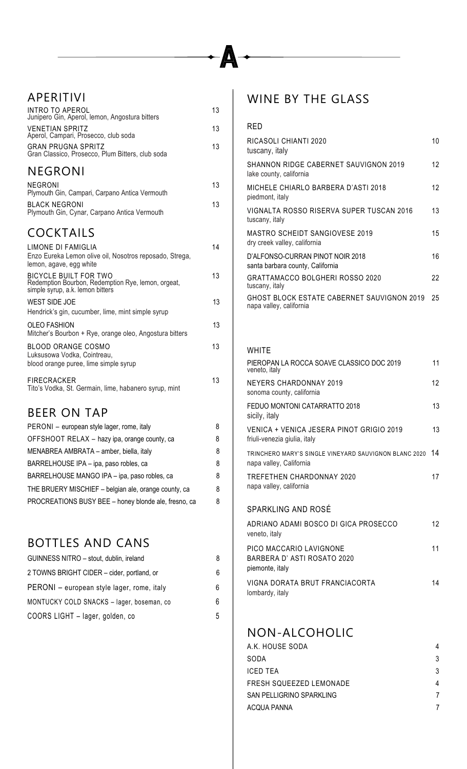A

## APERITIVI

| | |
|---|---|
| INTRO TO APEROL<br>Junipero Gin, Aperol, lemon, Angostura bitters | 13 |
| VENETIAN SPRITZ<br>Aperol, Campari, Prosecco, club soda | 13 |
| GRAN PRUGNA SPRITZ<br>Gran Classico, Prosecco, Plum Bitters, club soda | 13 |

## NEGRONI

| | |
|---|---|
| NEGRONI<br>Plymouth Gin, Campari, Carpano Antica Vermouth | 13 |
| BLACK NEGRONI<br>Plymouth Gin, Cynar, Carpano Antica Vermouth | 13 |

## COCKTAILS

| | |
|---|---|
| LIMONE DI FAMIGLIA<br>Enzo Eureka Lemon olive oil, Nosotros reposado, Strega, lemon, agave, egg white | 14 |
| BICYCLE BUILT FOR TWO<br>Redemption Bourbon, Redemption Rye, lemon, orgeat, simple syrup, a.k. lemon bitters | 13 |
| WEST SIDE JOE<br>Hendrick's gin, cucumber, lime, mint simple syrup | 13 |
| OLEO FASHION<br>Mitcher's Bourbon + Rye, orange oleo, Angostura bitters | 13 |
| BLOOD ORANGE COSMO<br>Luksusowa Vodka, Cointreau, blood orange puree, lime simple syrup | 13 |
| FIRECRACKER<br>Tito's Vodka, St. Germain, lime, habanero syrup, mint | 13 |

## BEER ON TAP

| | |
|---|---|
| PERONI – european style lager, rome, italy | 8 |
| OFFSHOOT RELAX – hazy ipa, orange county, ca | 8 |
| MENABREA AMBRATA – amber, biella, italy | 8 |
| BARRELHOUSE IPA – ipa, paso robles, ca | 8 |
| BARRELHOUSE MANGO IPA – ipa, paso robles, ca | 8 |
| THE BRUERY MISCHIEF – belgian ale, orange county, ca | 8 |
| PROCREATIONS BUSY BEE – honey blonde ale, fresno, ca | 8 |

## BOTTLES AND CANS

| | |
|---|---|
| GUINNESS NITRO – stout, dublin, ireland | 8 |
| 2 TOWNS BRIGHT CIDER – cider, portland, or | 6 |
| PERONI – european style lager, rome, italy | 6 |
| MONTUCKY COLD SNACKS – lager, boseman, co | 6 |
| COORS LIGHT – lager, golden, co | 5 |

## WINE BY THE GLASS

### RED

| | |
|---|---|
| RICASOLI CHIANTI 2020<br>tuscany, italy | 10 |
| SHANNON RIDGE CABERNET SAUVIGNON 2019<br>lake county, california | 12 |
| MICHELE CHIARLO BARBERA D'ASTI 2018<br>piedmont, italy | 12 |
| VIGNALTA ROSSO RISERVA SUPER TUSCAN 2016<br>tuscany, italy | 13 |
| MASTRO SCHEIDT SANGIOVESE 2019<br>dry creek valley, california | 15 |
| D'ALFONSO-CURRAN PINOT NOIR 2018<br>santa barbara county, California | 16 |
| GRATTAMACCO BOLGHERI ROSSO 2020<br>tuscany, italy | 22 |
| GHOST BLOCK ESTATE CABERNET SAUVIGNON 2019<br>napa valley, california | 25 |

### WHITE

| | |
|---|---|
| PIEROPAN LA ROCCA SOAVE CLASSICO DOC 2019<br>veneto, italy | 11 |
| NEYERS CHARDONNAY 2019<br>sonoma county, california | 12 |
| FEDUO MONTONI CATARRATTO 2018<br>sicily, italy | 13 |
| VENICA + VENICA JESERA PINOT GRIGIO 2019<br>friuli-venezia giulia, italy | 13 |
| TRINCHERO MARY'S SINGLE VINEYARD SAUVIGNON BLANC 2020<br>napa valley, California | 14 |
| TREFETHEN CHARDONNAY 2020<br>napa valley, california | 17 |

### SPARKLING AND ROSÉ

| | |
|---|---|
| ADRIANO ADAMI BOSCO DI GICA PROSECCO<br>veneto, italy | 12 |
| PICO MACCARIO LAVIGNONE BARBERA D' ASTI ROSATO 2020<br>piemonte, italy | 11 |
| VIGNA DORATA BRUT FRANCIACORTA<br>lombardy, italy | 14 |

## NON-ALCOHOLIC

| | |
|---|---|
| A.K. HOUSE SODA | 4 |
| SODA | 3 |
| ICED TEA | 3 |
| FRESH SQUEEZED LEMONADE | 4 |
| SAN PELLIGRINO SPARKLING | 7 |
| ACQUA PANNA | 7 |